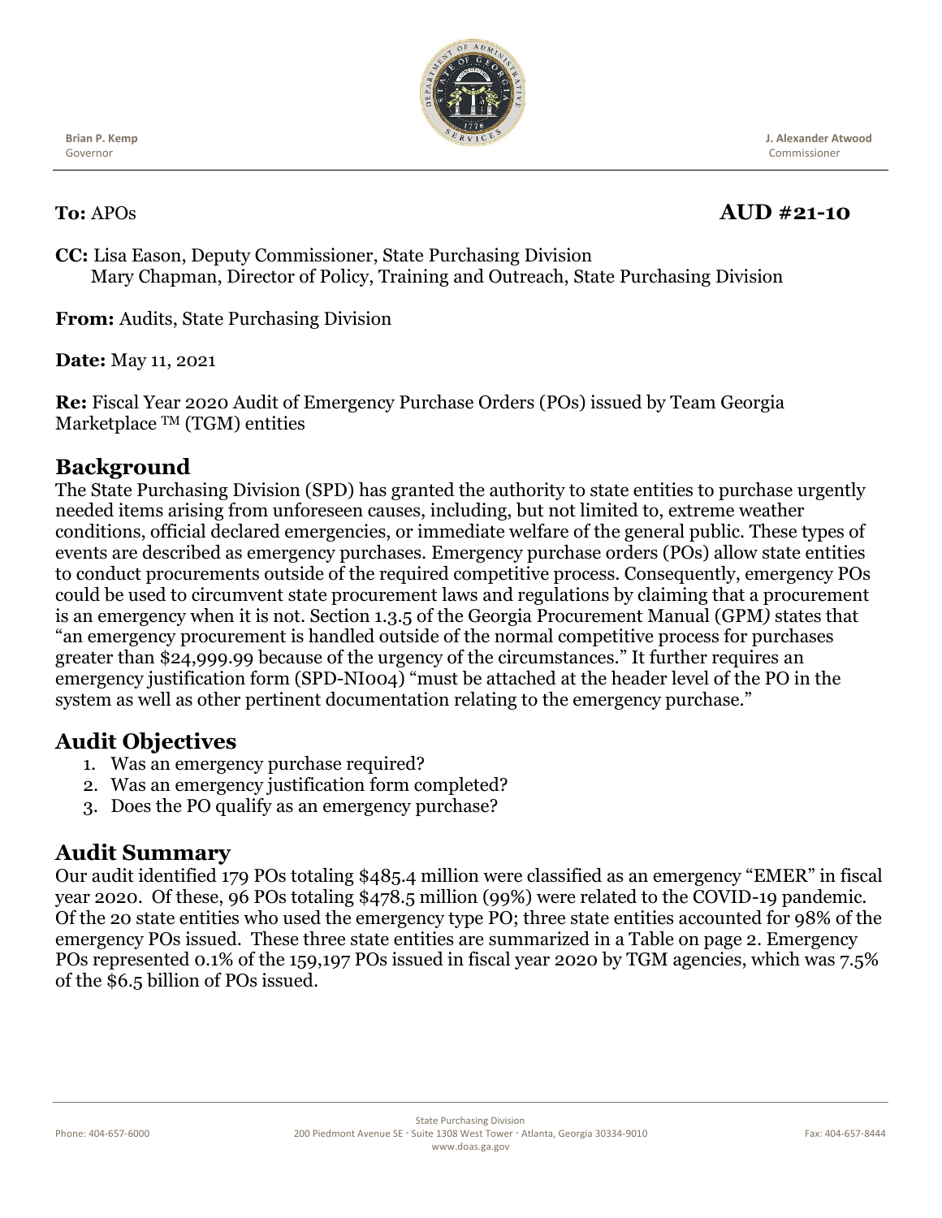**Brian P. Kemp**
Governor

**J. Alexander Atwood**
Commissioner

**To:** APOs **AUD #21-10**

**CC:** Lisa Eason, Deputy Commissioner, State Purchasing Division
Mary Chapman, Director of Policy, Training and Outreach, State Purchasing Division

**From:** Audits, State Purchasing Division

**Date:** May 11, 2021

**Re:** Fiscal Year 2020 Audit of Emergency Purchase Orders (POs) issued by Team Georgia Marketplace ™ (TGM) entities

## Background

The State Purchasing Division (SPD) has granted the authority to state entities to purchase urgently needed items arising from unforeseen causes, including, but not limited to, extreme weather conditions, official declared emergencies, or immediate welfare of the general public. These types of events are described as emergency purchases. Emergency purchase orders (POs) allow state entities to conduct procurements outside of the required competitive process. Consequently, emergency POs could be used to circumvent state procurement laws and regulations by claiming that a procurement is an emergency when it is not. Section 1.3.5 of the Georgia Procurement Manual (GPM*)* states that "an emergency procurement is handled outside of the normal competitive process for purchases greater than $24,999.99 because of the urgency of the circumstances." It further requires an emergency justification form (SPD-NI004) "must be attached at the header level of the PO in the system as well as other pertinent documentation relating to the emergency purchase."

## Audit Objectives

1. Was an emergency purchase required?
2. Was an emergency justification form completed?
3. Does the PO qualify as an emergency purchase?

## Audit Summary

Our audit identified 179 POs totaling $485.4 million were classified as an emergency "EMER" in fiscal year 2020. Of these, 96 POs totaling $478.5 million (99%) were related to the COVID-19 pandemic. Of the 20 state entities who used the emergency type PO; three state entities accounted for 98% of the emergency POs issued. These three state entities are summarized in a Table on page 2. Emergency POs represented 0.1% of the 159,197 POs issued in fiscal year 2020 by TGM agencies, which was 7.5% of the $6.5 billion of POs issued.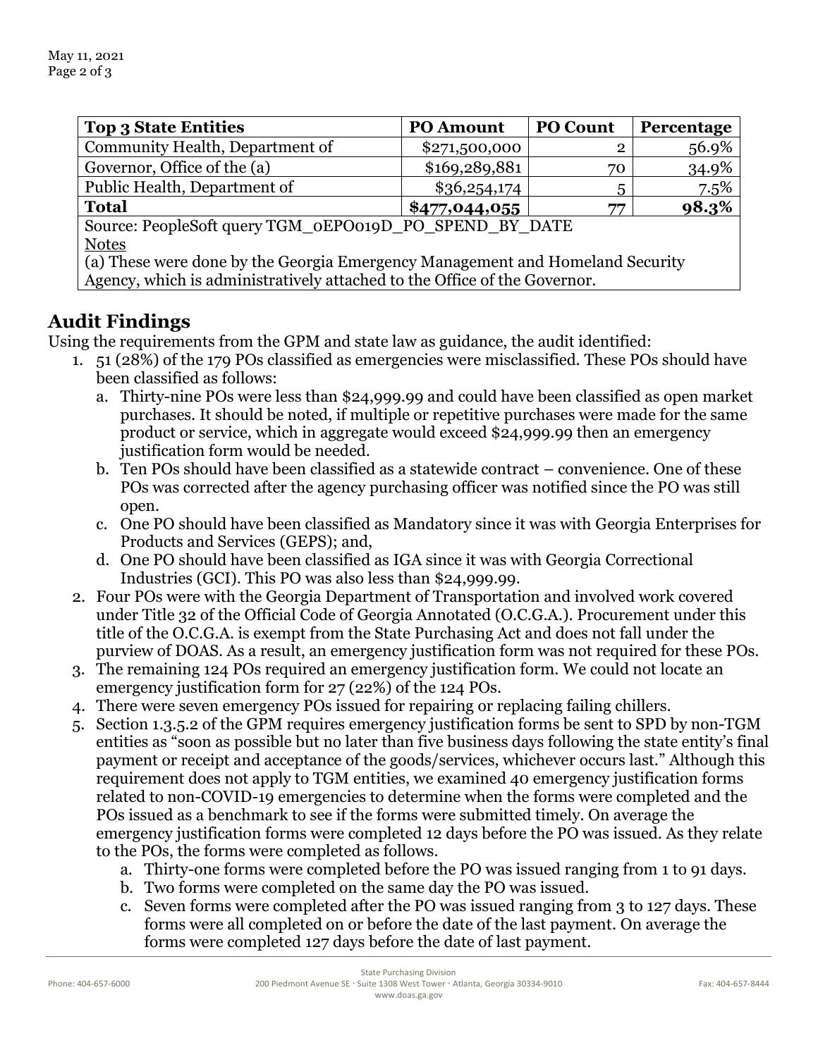| Top 3 State Entities | PO Amount | PO Count | Percentage |
|---|---|---|---|
| Community Health, Department of | $271,500,000 | 2 | 56.9% |
| Governor, Office of the (a) | $169,289,881 | 70 | 34.9% |
| Public Health, Department of | $36,254,174 | 5 | 7.5% |
| **Total** | **$477,044,055** | **77** | **98.3%** |
| Source: PeopleSoft query TGM_0EPO019D_PO_SPEND_BY_DATE | | | |
| Notes | | | |
| (a) These were done by the Georgia Emergency Management and Homeland Security Agency, which is administratively attached to the Office of the Governor. | | | |

## Audit Findings

Using the requirements from the GPM and state law as guidance, the audit identified:

1. 51 (28%) of the 179 POs classified as emergencies were misclassified. These POs should have been classified as follows:
   a. Thirty-nine POs were less than $24,999.99 and could have been classified as open market purchases. It should be noted, if multiple or repetitive purchases were made for the same product or service, which in aggregate would exceed $24,999.99 then an emergency justification form would be needed.
   b. Ten POs should have been classified as a statewide contract – convenience. One of these POs was corrected after the agency purchasing officer was notified since the PO was still open.
   c. One PO should have been classified as Mandatory since it was with Georgia Enterprises for Products and Services (GEPS); and,
   d. One PO should have been classified as IGA since it was with Georgia Correctional Industries (GCI). This PO was also less than $24,999.99.
2. Four POs were with the Georgia Department of Transportation and involved work covered under Title 32 of the Official Code of Georgia Annotated (O.C.G.A.). Procurement under this title of the O.C.G.A. is exempt from the State Purchasing Act and does not fall under the purview of DOAS. As a result, an emergency justification form was not required for these POs.
3. The remaining 124 POs required an emergency justification form. We could not locate an emergency justification form for 27 (22%) of the 124 POs.
4. There were seven emergency POs issued for repairing or replacing failing chillers.
5. Section 1.3.5.2 of the GPM requires emergency justification forms be sent to SPD by non-TGM entities as "soon as possible but no later than five business days following the state entity's final payment or receipt and acceptance of the goods/services, whichever occurs last." Although this requirement does not apply to TGM entities, we examined 40 emergency justification forms related to non-COVID-19 emergencies to determine when the forms were completed and the POs issued as a benchmark to see if the forms were submitted timely. On average the emergency justification forms were completed 12 days before the PO was issued. As they relate to the POs, the forms were completed as follows.
   a. Thirty-one forms were completed before the PO was issued ranging from 1 to 91 days.
   b. Two forms were completed on the same day the PO was issued.
   c. Seven forms were completed after the PO was issued ranging from 3 to 127 days. These forms were all completed on or before the date of the last payment. On average the forms were completed 127 days before the date of last payment.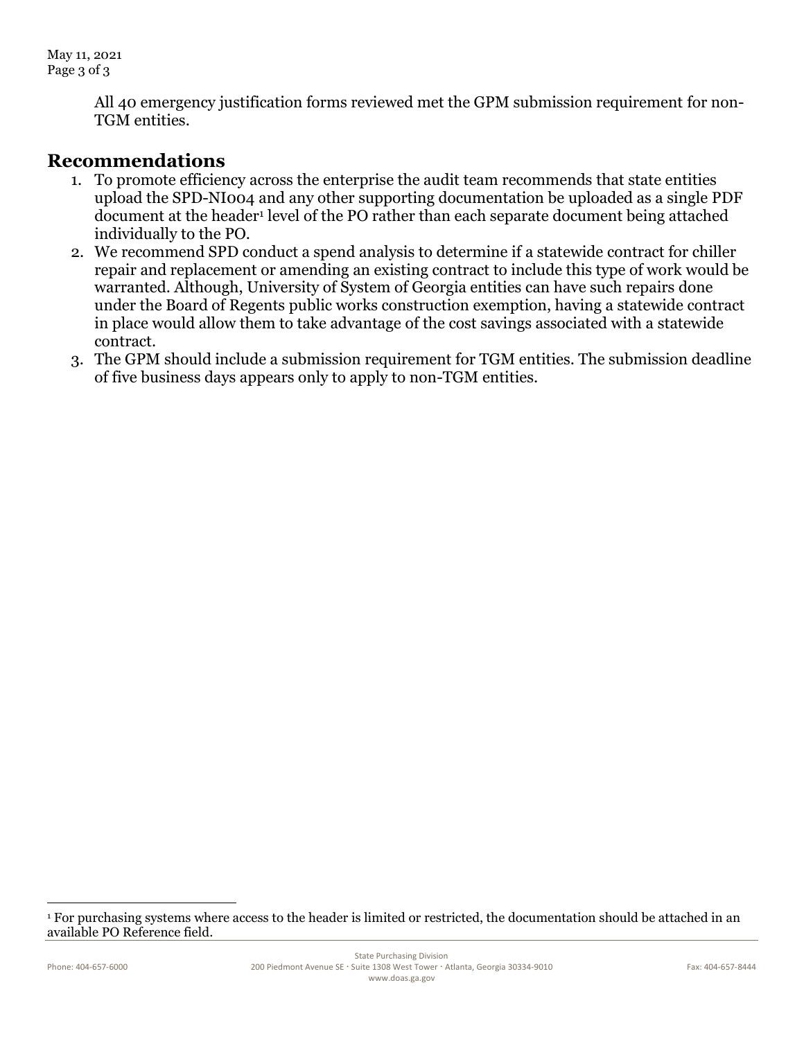All 40 emergency justification forms reviewed met the GPM submission requirement for non-TGM entities.

## Recommendations

1. To promote efficiency across the enterprise the audit team recommends that state entities upload the SPD-NI004 and any other supporting documentation be uploaded as a single PDF document at the header[1] level of the PO rather than each separate document being attached individually to the PO.
2. We recommend SPD conduct a spend analysis to determine if a statewide contract for chiller repair and replacement or amending an existing contract to include this type of work would be warranted. Although, University of System of Georgia entities can have such repairs done under the Board of Regents public works construction exemption, having a statewide contract in place would allow them to take advantage of the cost savings associated with a statewide contract.
3. The GPM should include a submission requirement for TGM entities. The submission deadline of five business days appears only to apply to non-TGM entities.

---

[1] For purchasing systems where access to the header is limited or restricted, the documentation should be attached in an available PO Reference field.